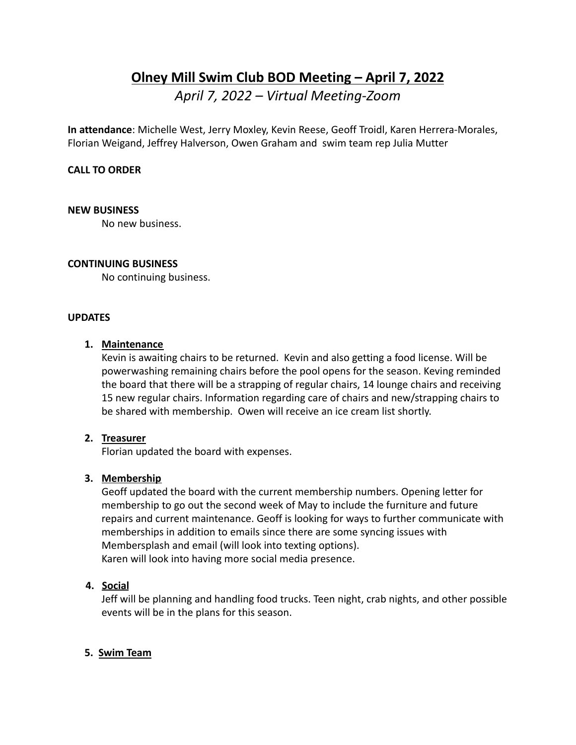# Olney Mill Swim Club BOD Meeting – April 7, 2022

*April 7, 2022 – Virtual Meeting-Zoom*

**In attendance**: Michelle West, Jerry Moxley, Kevin Reese, Geoff Troidl, Karen Herrera-Morales, Florian Weigand, Jeffrey Halverson, Owen Graham and swim team rep Julia Mutter

**CALL TO ORDER**

**NEW BUSINESS**

No new business.

**CONTINUING BUSINESS**

No continuing business.

**UPDATES**

1. **Maintenance**

   Kevin is awaiting chairs to be returned. Kevin and also getting a food license. Will be powerwashing remaining chairs before the pool opens for the season. Keving reminded the board that there will be a strapping of regular chairs, 14 lounge chairs and receiving 15 new regular chairs. Information regarding care of chairs and new/strapping chairs to be shared with membership. Owen will receive an ice cream list shortly.

2. **Treasurer**

   Florian updated the board with expenses.

3. **Membership**

   Geoff updated the board with the current membership numbers. Opening letter for membership to go out the second week of May to include the furniture and future repairs and current maintenance. Geoff is looking for ways to further communicate with memberships in addition to emails since there are some syncing issues with Membersplash and email (will look into texting options).
   Karen will look into having more social media presence.

4. **Social**

   Jeff will be planning and handling food trucks. Teen night, crab nights, and other possible events will be in the plans for this season.

5. **Swim Team**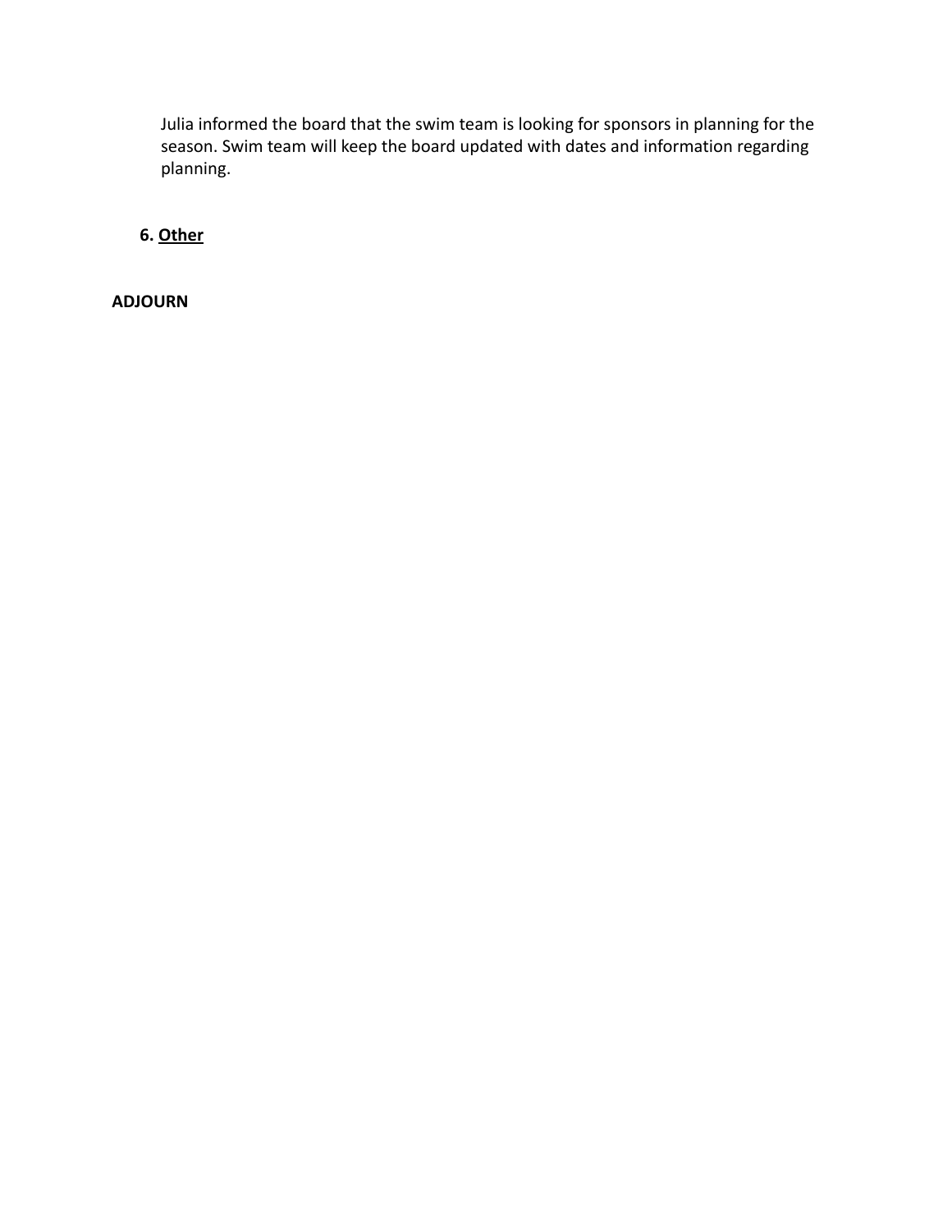Julia informed the board that the swim team is looking for sponsors in planning for the season. Swim team will keep the board updated with dates and information regarding planning.

6. **Other**

**ADJOURN**